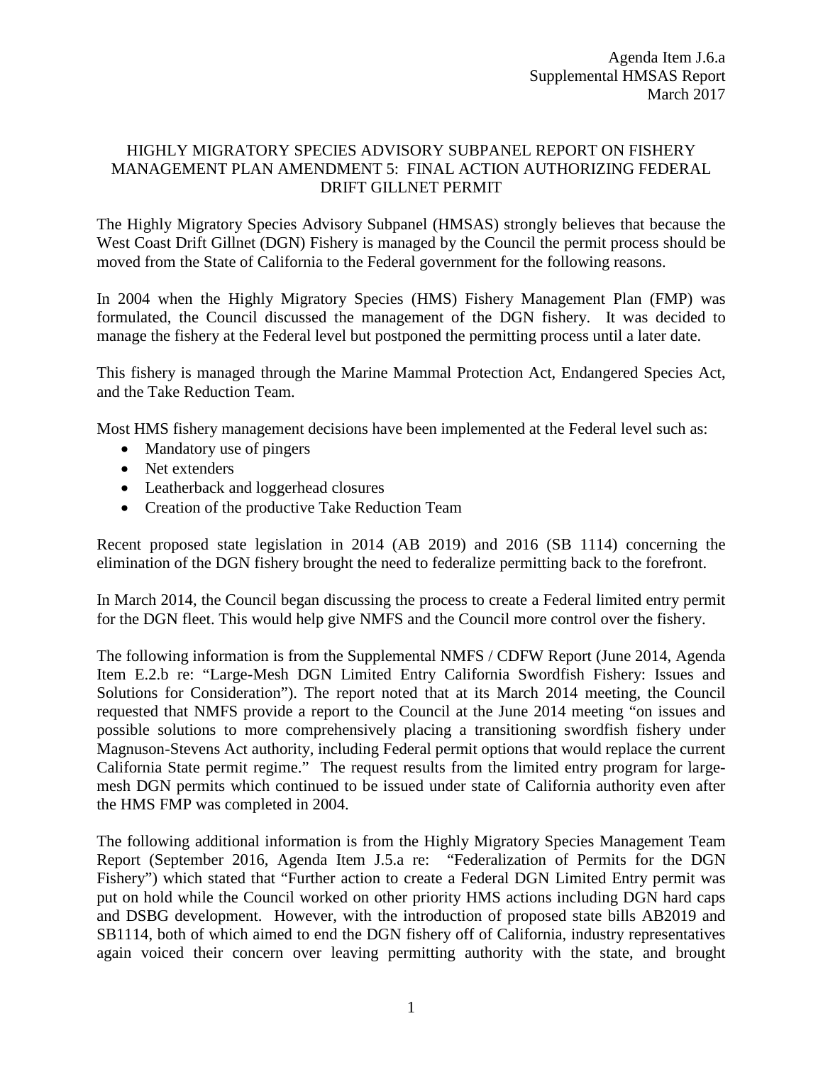Agenda Item J.6.a
Supplemental HMSAS Report
March 2017

# HIGHLY MIGRATORY SPECIES ADVISORY SUBPANEL REPORT ON FISHERY MANAGEMENT PLAN AMENDMENT 5: FINAL ACTION AUTHORIZING FEDERAL DRIFT GILLNET PERMIT

The Highly Migratory Species Advisory Subpanel (HMSAS) strongly believes that because the West Coast Drift Gillnet (DGN) Fishery is managed by the Council the permit process should be moved from the State of California to the Federal government for the following reasons.

In 2004 when the Highly Migratory Species (HMS) Fishery Management Plan (FMP) was formulated, the Council discussed the management of the DGN fishery. It was decided to manage the fishery at the Federal level but postponed the permitting process until a later date.

This fishery is managed through the Marine Mammal Protection Act, Endangered Species Act, and the Take Reduction Team.

Most HMS fishery management decisions have been implemented at the Federal level such as:

- Mandatory use of pingers
- Net extenders
- Leatherback and loggerhead closures
- Creation of the productive Take Reduction Team

Recent proposed state legislation in 2014 (AB 2019) and 2016 (SB 1114) concerning the elimination of the DGN fishery brought the need to federalize permitting back to the forefront.

In March 2014, the Council began discussing the process to create a Federal limited entry permit for the DGN fleet. This would help give NMFS and the Council more control over the fishery.

The following information is from the Supplemental NMFS / CDFW Report (June 2014, Agenda Item E.2.b re: "Large-Mesh DGN Limited Entry California Swordfish Fishery: Issues and Solutions for Consideration"). The report noted that at its March 2014 meeting, the Council requested that NMFS provide a report to the Council at the June 2014 meeting "on issues and possible solutions to more comprehensively placing a transitioning swordfish fishery under Magnuson-Stevens Act authority, including Federal permit options that would replace the current California State permit regime." The request results from the limited entry program for large-mesh DGN permits which continued to be issued under state of California authority even after the HMS FMP was completed in 2004.

The following additional information is from the Highly Migratory Species Management Team Report (September 2016, Agenda Item J.5.a re: "Federalization of Permits for the DGN Fishery") which stated that "Further action to create a Federal DGN Limited Entry permit was put on hold while the Council worked on other priority HMS actions including DGN hard caps and DSBG development. However, with the introduction of proposed state bills AB2019 and SB1114, both of which aimed to end the DGN fishery off of California, industry representatives again voiced their concern over leaving permitting authority with the state, and brought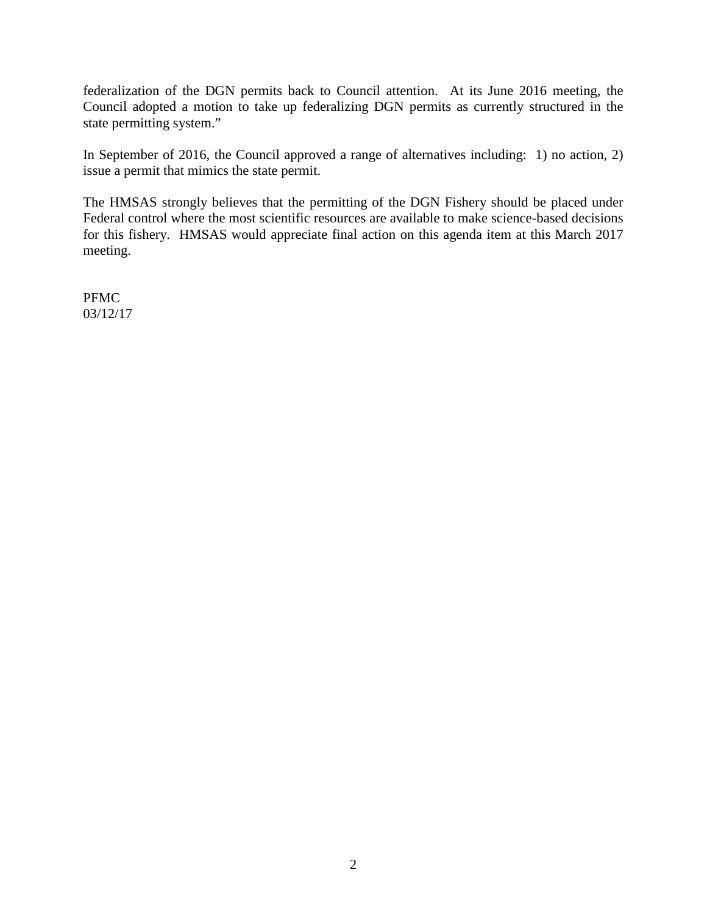federalization of the DGN permits back to Council attention. At its June 2016 meeting, the Council adopted a motion to take up federalizing DGN permits as currently structured in the state permitting system."

In September of 2016, the Council approved a range of alternatives including: 1) no action, 2) issue a permit that mimics the state permit.

The HMSAS strongly believes that the permitting of the DGN Fishery should be placed under Federal control where the most scientific resources are available to make science-based decisions for this fishery. HMSAS would appreciate final action on this agenda item at this March 2017 meeting.

PFMC
03/12/17